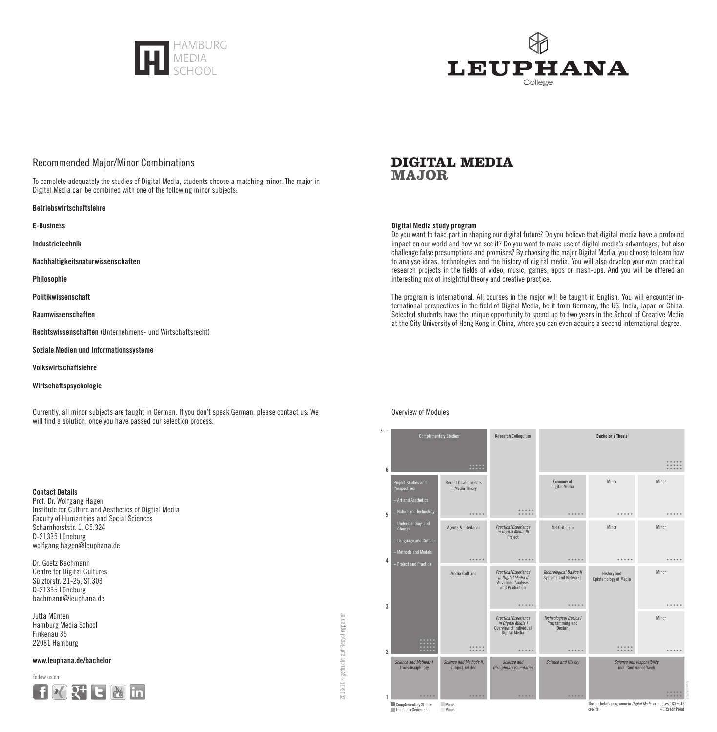HAMBURG MEDIA SCHOOL

LEUPHANA College

## Recommended Major/Minor Combinations

To complete adequately the studies of Digital Media, students choose a matching minor. The major in Digital Media can be combined with one of the following minor subjects:

**Betriebswirtschaftslehre**

**E-Business**

**Industrietechnik**

**Nachhaltigkeitsnaturwissenschaften**

**Philosophie**

**Politikwissenschaft**

**Raumwissenschaften**

**Rechtswissenschaften** (Unternehmens- und Wirtschaftsrecht)

**Soziale Medien und Informationssysteme**

**Volkswirtschaftslehre**

**Wirtschaftspsychologie**

Currently, all minor subjects are taught in German. If you don't speak German, please contact us: We will find a solution, once you have passed our selection process.

**Contact Details**
Prof. Dr. Wolfgang Hagen
Institute for Culture and Aesthetics of Digtial Media
Faculty of Humanities and Social Sciences
Scharnhorststr. 1, C5.324
D-21335 Lüneburg
wolfgang.hagen@leuphana.de

Dr. Goetz Bachmann
Centre for Digital Cultures
Sülztorstr. 21-25, ST.303
D-21335 Lüneburg
bachmann@leuphana.de

Jutta Münten
Hamburg Media School
Finkenau 35
22081 Hamburg

**www.leuphana.de/bachelor**

Follow us on:

2013/10 · gedruckt auf Recyclingpapier

# DIGITAL MEDIA MAJOR

**Digital Media study program**
Do you want to take part in shaping our digital future? Do you believe that digital media have a profound impact on our world and how we see it? Do you want to make use of digital media's advantages, but also challenge false presumptions and promises? By choosing the major Digital Media, you choose to learn how to analyse ideas, technologies and the history of digital media. You will also develop your own practical research projects in the fields of video, music, games, apps or mash-ups. And you will be offered an interesting mix of insightful theory and creative practice.

The program is international. All courses in the major will be taught in English. You will encounter international perspectives in the field of Digital Media, be it from Germany, the US, India, Japan or China. Selected students have the unique opportunity to spend up to two years in the School of Creative Media at the City University of Hong Kong in China, where you can even acquire a second international degree.

Overview of Modules

| Sem. | | | | | | |
|---|---|---|---|---|---|---|
| 6 | Complementary Studies | | Research Colloquium | Bachelor's Thesis | | |
| 5 | Project Studies and Perspectives – Art and Aesthetics – Nature and Technology – Understanding and Change – Language and Culture – Methods and Models – Project and Practice | Recent Developments in Media Theory | | Economy of Digital Media | Minor | Minor |
| 4 | | Agents & Interfaces | *Practical Experience in Digital Media III* Project | Net Criticism | Minor | Minor |
| 3 | | Media Cultures | *Practical Experience in Digital Media II* Advanced Analysis and Production | *Technological Basics II* Systems and Networks | History and Epistemology of Media | Minor |
| 2 | | | *Practical Experience in Digital Media I* Overview of individual Digital Media | *Technological Basics I* Programming and Design | | Minor |
| 1 | *Science and Methods I,* transdisciplinary | *Science and Methods II,* subject-related | *Science and Disciplinary Boundaries* | *Science and History* | *Science and responsibility* incl. Conference Week | |

Complementary Studies · Leuphana Semester · Major · Minor

The bachelor's programm in *Digital Media* comprises 180 ECTS credits. + 1 Credit Point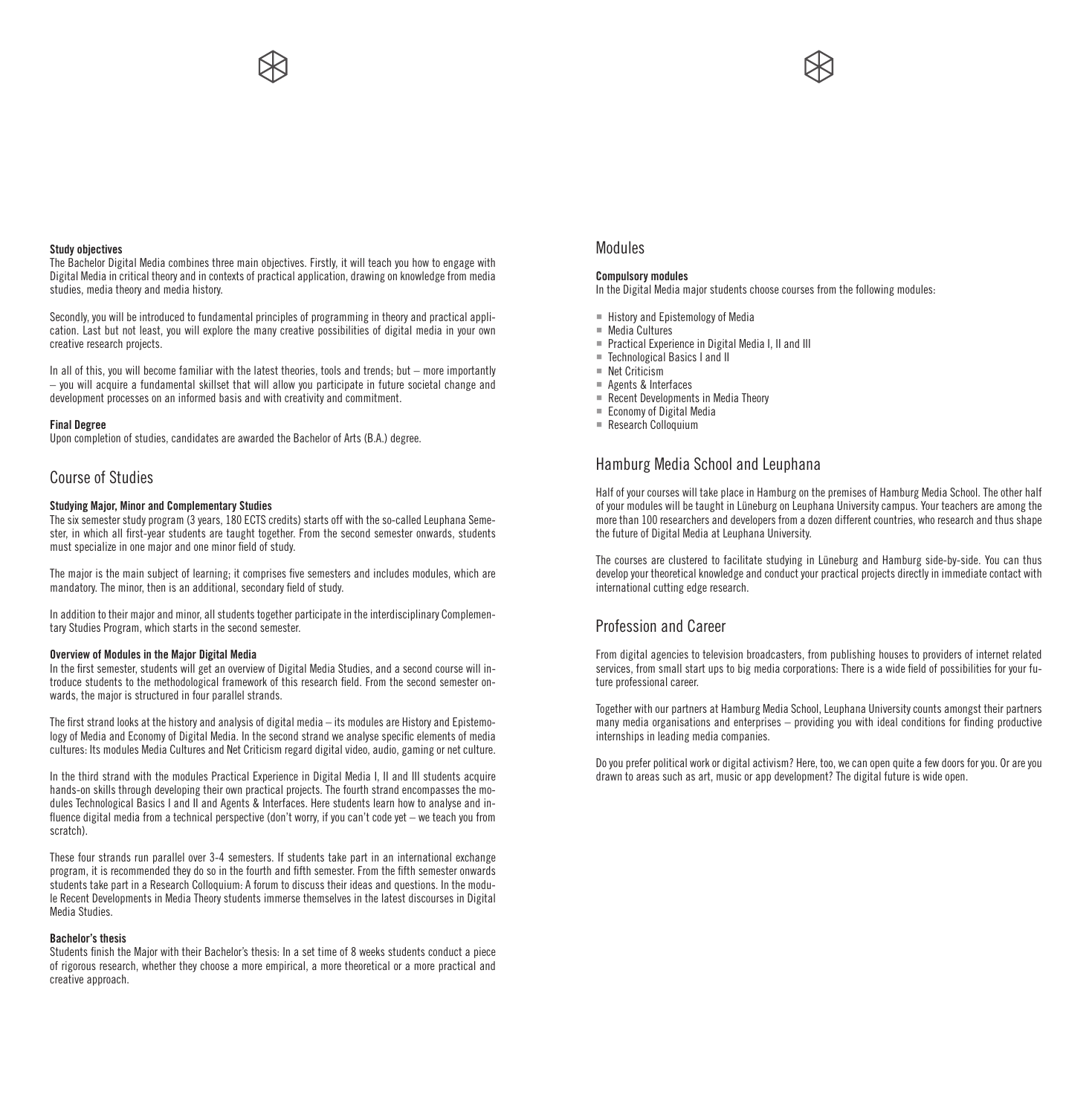#### Study objectives

The Bachelor Digital Media combines three main objectives. Firstly, it will teach you how to engage with Digital Media in critical theory and in contexts of practical application, drawing on knowledge from media studies, media theory and media history.

Secondly, you will be introduced to fundamental principles of programming in theory and practical application. Last but not least, you will explore the many creative possibilities of digital media in your own creative research projects.

In all of this, you will become familiar with the latest theories, tools and trends; but – more importantly – you will acquire a fundamental skillset that will allow you participate in future societal change and development processes on an informed basis and with creativity and commitment.

#### Final Degree

Upon completion of studies, candidates are awarded the Bachelor of Arts (B.A.) degree.

## Course of Studies

#### Studying Major, Minor and Complementary Studies

The six semester study program (3 years, 180 ECTS credits) starts off with the so-called Leuphana Semester, in which all first-year students are taught together. From the second semester onwards, students must specialize in one major and one minor field of study.

The major is the main subject of learning; it comprises five semesters and includes modules, which are mandatory. The minor, then is an additional, secondary field of study.

In addition to their major and minor, all students together participate in the interdisciplinary Complementary Studies Program, which starts in the second semester.

#### Overview of Modules in the Major Digital Media

In the first semester, students will get an overview of Digital Media Studies, and a second course will introduce students to the methodological framework of this research field. From the second semester onwards, the major is structured in four parallel strands.

The first strand looks at the history and analysis of digital media – its modules are History and Epistemology of Media and Economy of Digital Media. In the second strand we analyse specific elements of media cultures: Its modules Media Cultures and Net Criticism regard digital video, audio, gaming or net culture.

In the third strand with the modules Practical Experience in Digital Media I, II and III students acquire hands-on skills through developing their own practical projects. The fourth strand encompasses the modules Technological Basics I and II and Agents & Interfaces. Here students learn how to analyse and influence digital media from a technical perspective (don't worry, if you can't code yet – we teach you from scratch).

These four strands run parallel over 3-4 semesters. If students take part in an international exchange program, it is recommended they do so in the fourth and fifth semester. From the fifth semester onwards students take part in a Research Colloquium: A forum to discuss their ideas and questions. In the module Recent Developments in Media Theory students immerse themselves in the latest discourses in Digital Media Studies.

#### Bachelor's thesis

Students finish the Major with their Bachelor's thesis: In a set time of 8 weeks students conduct a piece of rigorous research, whether they choose a more empirical, a more theoretical or a more practical and creative approach.

## Modules

#### Compulsory modules

In the Digital Media major students choose courses from the following modules:

- History and Epistemology of Media
- Media Cultures
- Practical Experience in Digital Media I, II and III
- Technological Basics I and II
- Net Criticism
- Agents & Interfaces
- Recent Developments in Media Theory
- Economy of Digital Media
- Research Colloquium

## Hamburg Media School and Leuphana

Half of your courses will take place in Hamburg on the premises of Hamburg Media School. The other half of your modules will be taught in Lüneburg on Leuphana University campus. Your teachers are among the more than 100 researchers and developers from a dozen different countries, who research and thus shape the future of Digital Media at Leuphana University.

The courses are clustered to facilitate studying in Lüneburg and Hamburg side-by-side. You can thus develop your theoretical knowledge and conduct your practical projects directly in immediate contact with international cutting edge research.

## Profession and Career

From digital agencies to television broadcasters, from publishing houses to providers of internet related services, from small start ups to big media corporations: There is a wide field of possibilities for your future professional career.

Together with our partners at Hamburg Media School, Leuphana University counts amongst their partners many media organisations and enterprises – providing you with ideal conditions for finding productive internships in leading media companies.

Do you prefer political work or digital activism? Here, too, we can open quite a few doors for you. Or are you drawn to areas such as art, music or app development? The digital future is wide open.